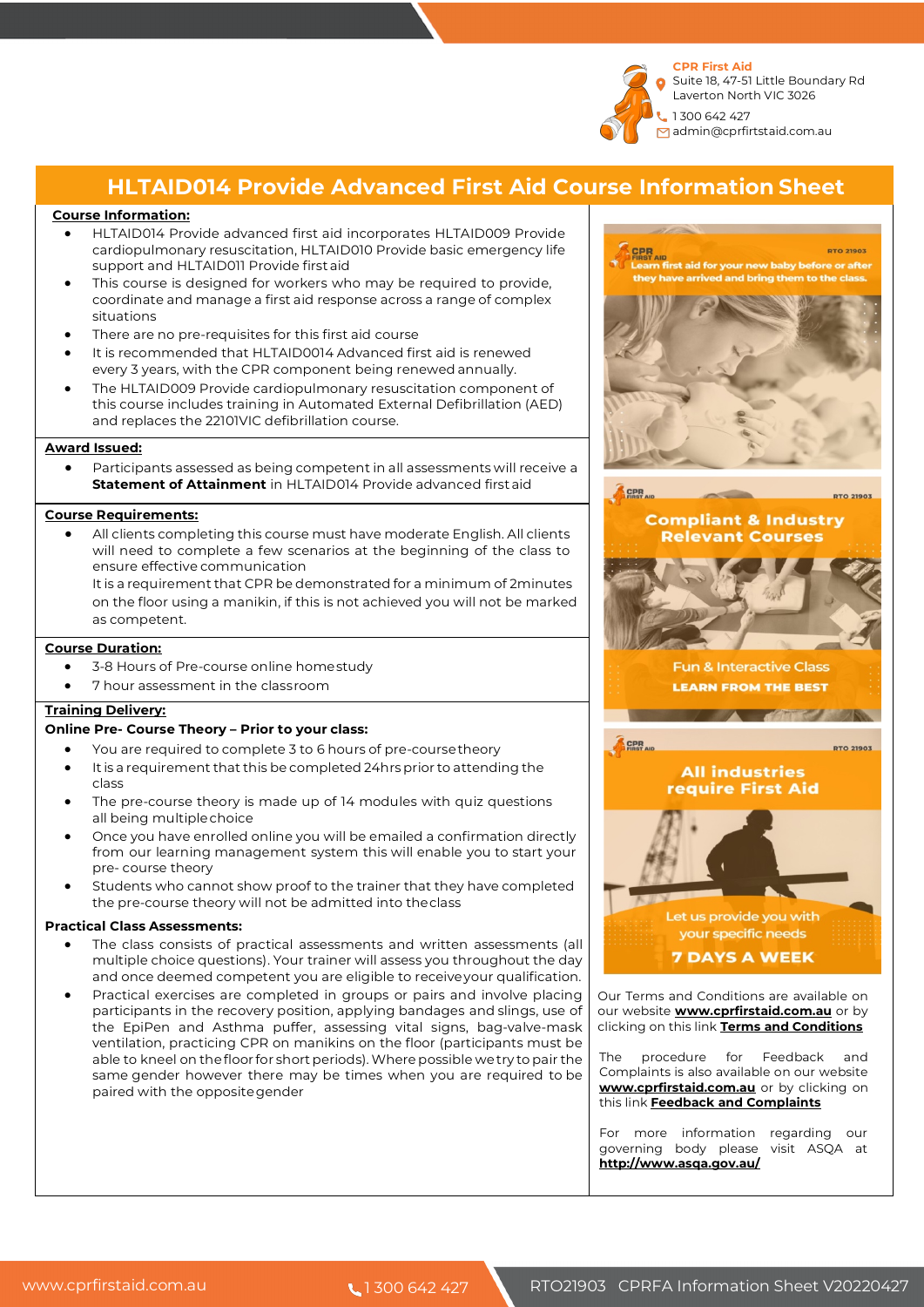CPR First Aid
Suite 18, 47-51 Little Boundary Rd
Laverton North VIC 3026
1 300 642 427
admin@cprfirstaid.com.au

# HLTAID014 Provide Advanced First Aid Course Information Sheet

**Course Information:**

- HLTAID014 Provide advanced first aid incorporates HLTAID009 Provide cardiopulmonary resuscitation, HLTAID010 Provide basic emergency life support and HLTAID011 Provide first aid
- This course is designed for workers who may be required to provide, coordinate and manage a first aid response across a range of complex situations
- There are no pre-requisites for this first aid course
- It is recommended that HLTAID0014 Advanced first aid is renewed every 3 years, with the CPR component being renewed annually.
- The HLTAID009 Provide cardiopulmonary resuscitation component of this course includes training in Automated External Defibrillation (AED) and replaces the 22101VIC defibrillation course.

**Award Issued:**

- Participants assessed as being competent in all assessments will receive a **Statement of Attainment** in HLTAID014 Provide advanced first aid

**Course Requirements:**

- All clients completing this course must have moderate English. All clients will need to complete a few scenarios at the beginning of the class to ensure effective communication
  It is a requirement that CPR be demonstrated for a minimum of 2minutes on the floor using a manikin, if this is not achieved you will not be marked as competent.

**Course Duration:**

- 3-8 Hours of Pre-course online homestudy
- 7 hour assessment in the classroom

**Training Delivery:**

**Online Pre- Course Theory – Prior to your class:**

- You are required to complete 3 to 6 hours of pre-course theory
- It is a requirement that this be completed 24hrs prior to attending the class
- The pre-course theory is made up of 14 modules with quiz questions all being multiple choice
- Once you have enrolled online you will be emailed a confirmation directly from our learning management system this will enable you to start your pre- course theory
- Students who cannot show proof to the trainer that they have completed the pre-course theory will not be admitted into the class

**Practical Class Assessments:**

- The class consists of practical assessments and written assessments (all multiple choice questions). Your trainer will assess you throughout the day and once deemed competent you are eligible to receive your qualification.
- Practical exercises are completed in groups or pairs and involve placing participants in the recovery position, applying bandages and slings, use of the EpiPen and Asthma puffer, assessing vital signs, bag-valve-mask ventilation, practicing CPR on manikins on the floor (participants must be able to kneel on the floor for short periods). Where possible we try to pair the same gender however there may be times when you are required to be paired with the opposite gender

Our Terms and Conditions are available on our website **www.cprfirstaid.com.au** or by clicking on this link **Terms and Conditions**

The procedure for Feedback and Complaints is also available on our website **www.cprfirstaid.com.au** or by clicking on this link **Feedback and Complaints**

For more information regarding our governing body please visit ASQA at **http://www.asqa.gov.au/**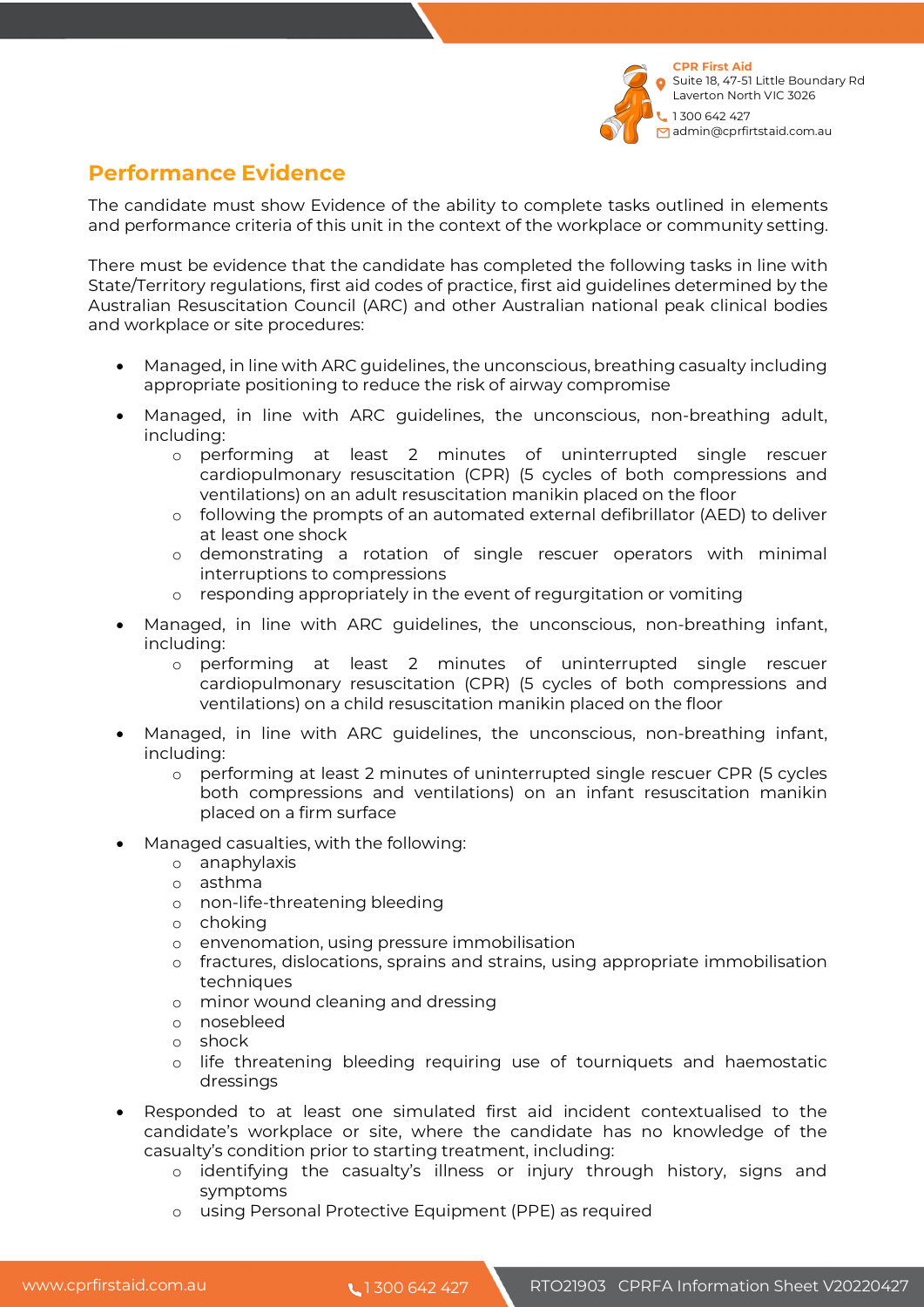## Performance Evidence

The candidate must show Evidence of the ability to complete tasks outlined in elements and performance criteria of this unit in the context of the workplace or community setting.

There must be evidence that the candidate has completed the following tasks in line with State/Territory regulations, first aid codes of practice, first aid guidelines determined by the Australian Resuscitation Council (ARC) and other Australian national peak clinical bodies and workplace or site procedures:

- Managed, in line with ARC guidelines, the unconscious, breathing casualty including appropriate positioning to reduce the risk of airway compromise
- Managed, in line with ARC guidelines, the unconscious, non-breathing adult, including:
  - performing at least 2 minutes of uninterrupted single rescuer cardiopulmonary resuscitation (CPR) (5 cycles of both compressions and ventilations) on an adult resuscitation manikin placed on the floor
  - following the prompts of an automated external defibrillator (AED) to deliver at least one shock
  - demonstrating a rotation of single rescuer operators with minimal interruptions to compressions
  - responding appropriately in the event of regurgitation or vomiting
- Managed, in line with ARC guidelines, the unconscious, non-breathing infant, including:
  - performing at least 2 minutes of uninterrupted single rescuer cardiopulmonary resuscitation (CPR) (5 cycles of both compressions and ventilations) on a child resuscitation manikin placed on the floor
- Managed, in line with ARC guidelines, the unconscious, non-breathing infant, including:
  - performing at least 2 minutes of uninterrupted single rescuer CPR (5 cycles both compressions and ventilations) on an infant resuscitation manikin placed on a firm surface
- Managed casualties, with the following:
  - anaphylaxis
  - asthma
  - non-life-threatening bleeding
  - choking
  - envenomation, using pressure immobilisation
  - fractures, dislocations, sprains and strains, using appropriate immobilisation techniques
  - minor wound cleaning and dressing
  - nosebleed
  - shock
  - life threatening bleeding requiring use of tourniquets and haemostatic dressings
- Responded to at least one simulated first aid incident contextualised to the candidate's workplace or site, where the candidate has no knowledge of the casualty's condition prior to starting treatment, including:
  - identifying the casualty's illness or injury through history, signs and symptoms
  - using Personal Protective Equipment (PPE) as required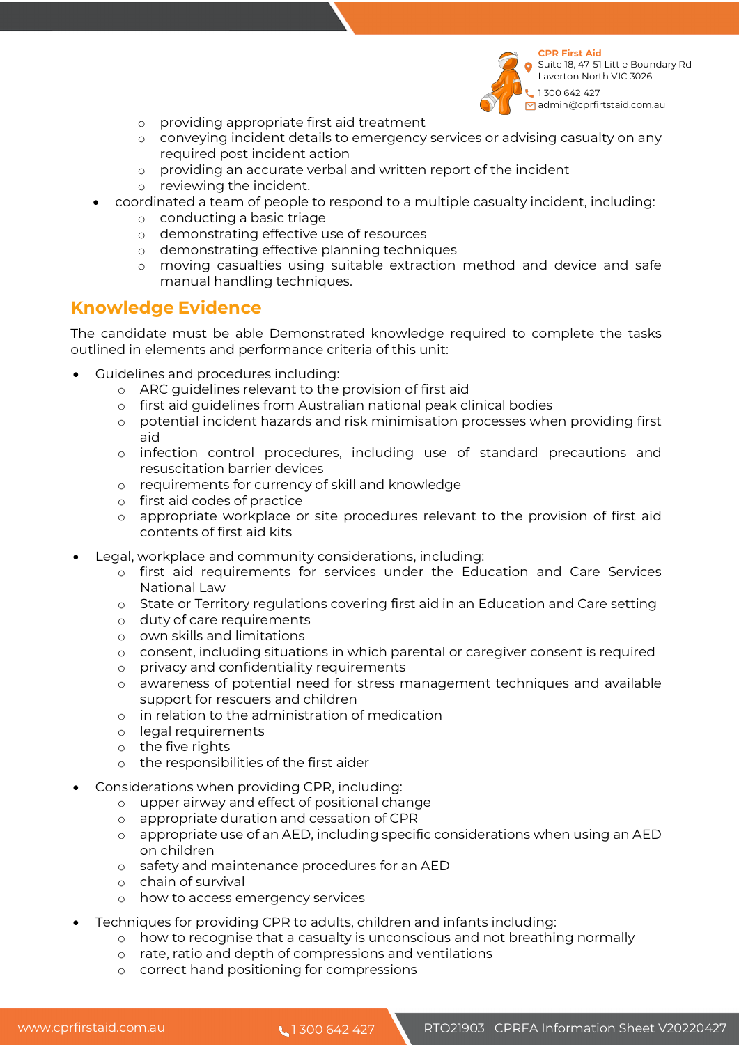- providing appropriate first aid treatment
    - conveying incident details to emergency services or advising casualty on any required post incident action
    - providing an accurate verbal and written report of the incident
    - reviewing the incident.
- coordinated a team of people to respond to a multiple casualty incident, including:
    - conducting a basic triage
    - demonstrating effective use of resources
    - demonstrating effective planning techniques
    - moving casualties using suitable extraction method and device and safe manual handling techniques.

## Knowledge Evidence

The candidate must be able Demonstrated knowledge required to complete the tasks outlined in elements and performance criteria of this unit:

- Guidelines and procedures including:
    - ARC guidelines relevant to the provision of first aid
    - first aid guidelines from Australian national peak clinical bodies
    - potential incident hazards and risk minimisation processes when providing first aid
    - infection control procedures, including use of standard precautions and resuscitation barrier devices
    - requirements for currency of skill and knowledge
    - first aid codes of practice
    - appropriate workplace or site procedures relevant to the provision of first aid contents of first aid kits
- Legal, workplace and community considerations, including:
    - first aid requirements for services under the Education and Care Services National Law
    - State or Territory regulations covering first aid in an Education and Care setting
    - duty of care requirements
    - own skills and limitations
    - consent, including situations in which parental or caregiver consent is required
    - privacy and confidentiality requirements
    - awareness of potential need for stress management techniques and available support for rescuers and children
    - in relation to the administration of medication
    - legal requirements
    - the five rights
    - the responsibilities of the first aider
- Considerations when providing CPR, including:
    - upper airway and effect of positional change
    - appropriate duration and cessation of CPR
    - appropriate use of an AED, including specific considerations when using an AED on children
    - safety and maintenance procedures for an AED
    - chain of survival
    - how to access emergency services
- Techniques for providing CPR to adults, children and infants including:
    - how to recognise that a casualty is unconscious and not breathing normally
    - rate, ratio and depth of compressions and ventilations
    - correct hand positioning for compressions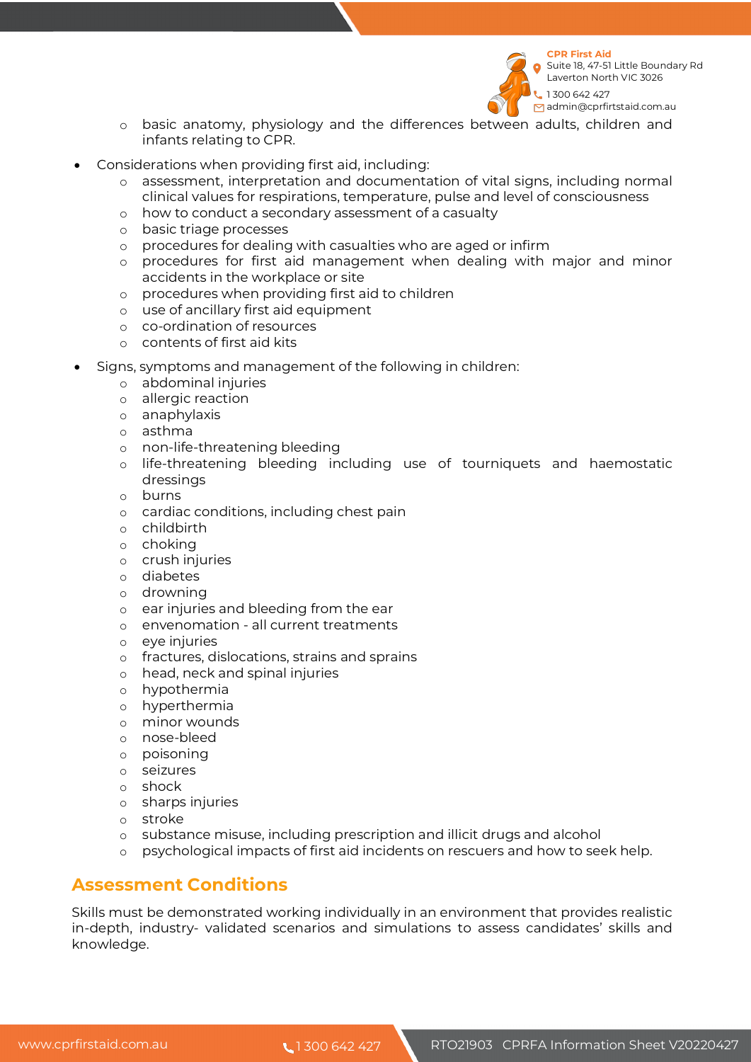- basic anatomy, physiology and the differences between adults, children and infants relating to CPR.

- Considerations when providing first aid, including:
  - assessment, interpretation and documentation of vital signs, including normal clinical values for respirations, temperature, pulse and level of consciousness
  - how to conduct a secondary assessment of a casualty
  - basic triage processes
  - procedures for dealing with casualties who are aged or infirm
  - procedures for first aid management when dealing with major and minor accidents in the workplace or site
  - procedures when providing first aid to children
  - use of ancillary first aid equipment
  - co-ordination of resources
  - contents of first aid kits

- Signs, symptoms and management of the following in children:
  - abdominal injuries
  - allergic reaction
  - anaphylaxis
  - asthma
  - non-life-threatening bleeding
  - life-threatening bleeding including use of tourniquets and haemostatic dressings
  - burns
  - cardiac conditions, including chest pain
  - childbirth
  - choking
  - crush injuries
  - diabetes
  - drowning
  - ear injuries and bleeding from the ear
  - envenomation - all current treatments
  - eye injuries
  - fractures, dislocations, strains and sprains
  - head, neck and spinal injuries
  - hypothermia
  - hyperthermia
  - minor wounds
  - nose-bleed
  - poisoning
  - seizures
  - shock
  - sharps injuries
  - stroke
  - substance misuse, including prescription and illicit drugs and alcohol
  - psychological impacts of first aid incidents on rescuers and how to seek help.

## Assessment Conditions

Skills must be demonstrated working individually in an environment that provides realistic in-depth, industry- validated scenarios and simulations to assess candidates' skills and knowledge.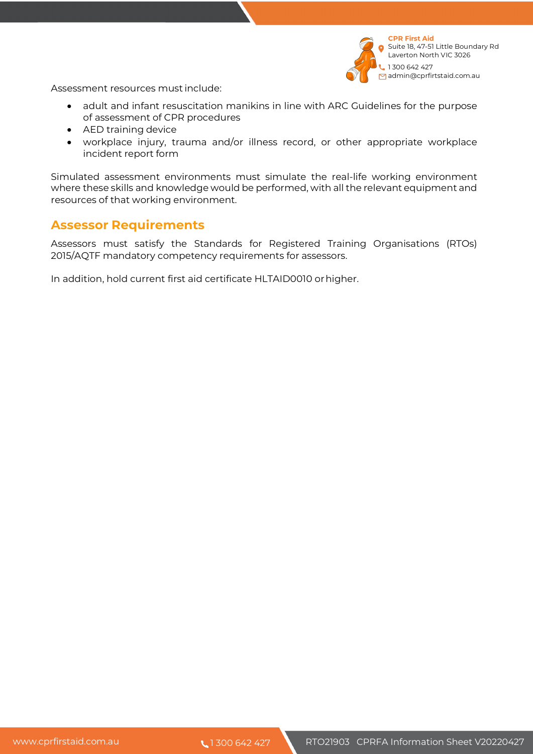Assessment resources must include:

- adult and infant resuscitation manikins in line with ARC Guidelines for the purpose of assessment of CPR procedures
- AED training device
- workplace injury, trauma and/or illness record, or other appropriate workplace incident report form

Simulated assessment environments must simulate the real-life working environment where these skills and knowledge would be performed, with all the relevant equipment and resources of that working environment.

## Assessor Requirements

Assessors must satisfy the Standards for Registered Training Organisations (RTOs) 2015/AQTF mandatory competency requirements for assessors.

In addition, hold current first aid certificate HLTAID0010 or higher.